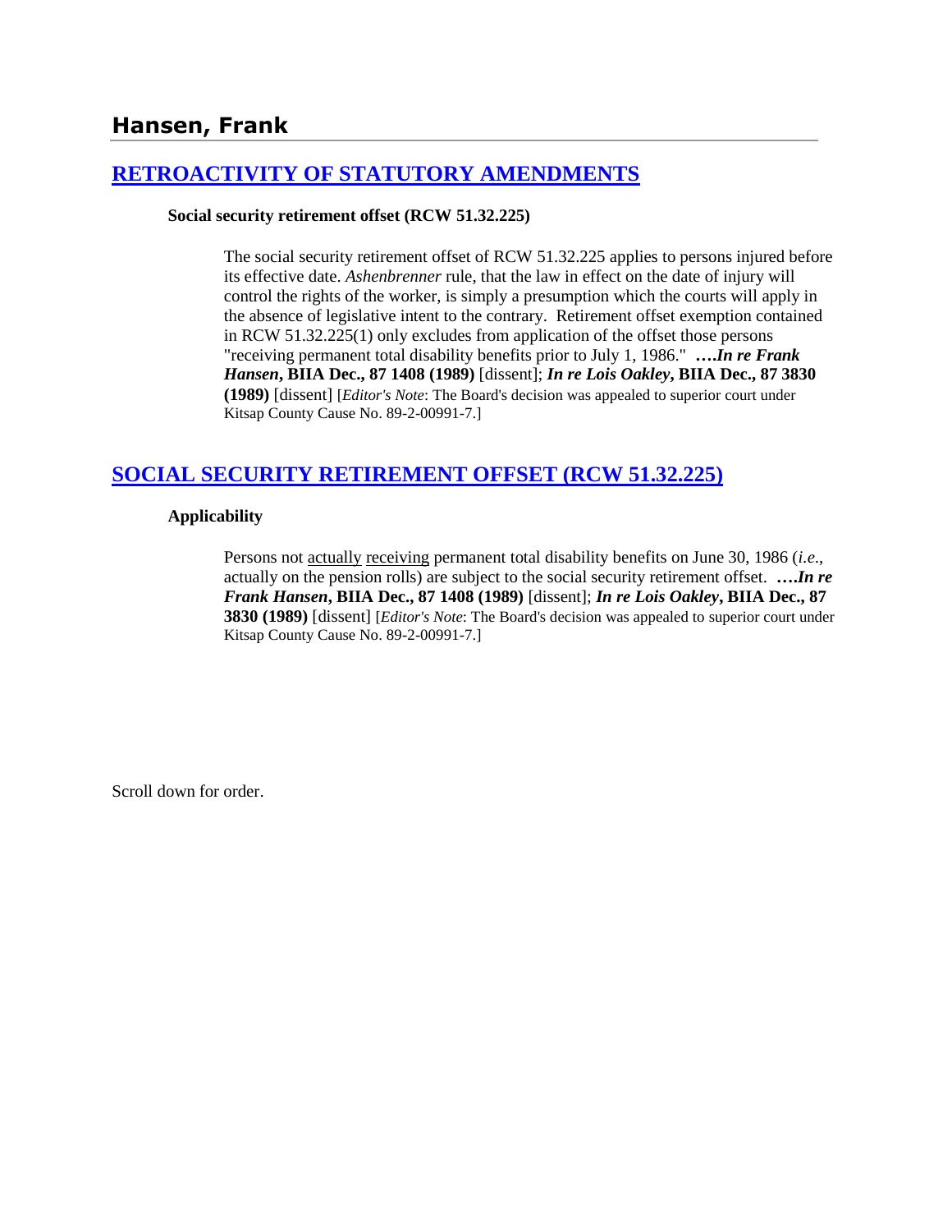# Hansen, Frank

## [RETROACTIVITY OF STATUTORY AMENDMENTS]

**Social security retirement offset (RCW 51.32.225)**

> The social security retirement offset of RCW 51.32.225 applies to persons injured before its effective date. *Ashenbrenner* rule, that the law in effect on the date of injury will control the rights of the worker, is simply a presumption which the courts will apply in the absence of legislative intent to the contrary. Retirement offset exemption contained in RCW 51.32.225(1) only excludes from application of the offset those persons "receiving permanent total disability benefits prior to July 1, 1986." **….*In re Frank Hansen*, BIIA Dec., 87 1408 (1989)** [dissent]; ***In re Lois Oakley*, BIIA Dec., 87 3830 (1989)** [dissent] [*Editor's Note*: The Board's decision was appealed to superior court under Kitsap County Cause No. 89-2-00991-7.]

## [SOCIAL SECURITY RETIREMENT OFFSET (RCW 51.32.225)]

**Applicability**

> Persons not actually receiving permanent total disability benefits on June 30, 1986 (*i.e.*, actually on the pension rolls) are subject to the social security retirement offset. **….*In re Frank Hansen*, BIIA Dec., 87 1408 (1989)** [dissent]; ***In re Lois Oakley*, BIIA Dec., 87 3830 (1989)** [dissent] [*Editor's Note*: The Board's decision was appealed to superior court under Kitsap County Cause No. 89-2-00991-7.]

Scroll down for order.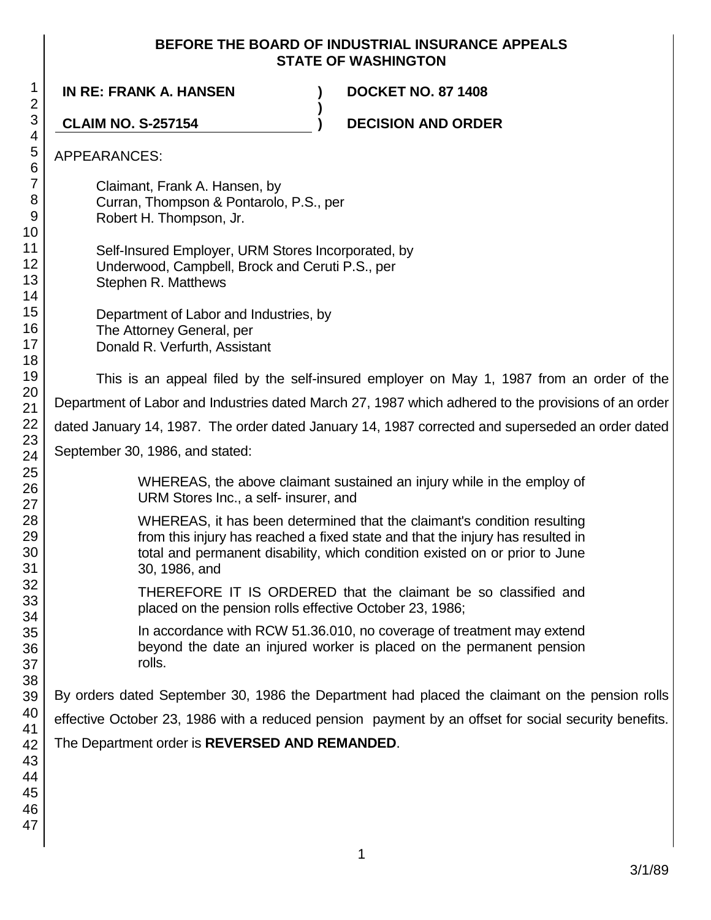**BEFORE THE BOARD OF INDUSTRIAL INSURANCE APPEALS**
**STATE OF WASHINGTON**

**IN RE: FRANK A. HANSEN** ) **DOCKET NO. 87 1408**
)
**CLAIM NO. S-257154** ) **DECISION AND ORDER**

APPEARANCES:

Claimant, Frank A. Hansen, by
Curran, Thompson & Pontarolo, P.S., per
Robert H. Thompson, Jr.

Self-Insured Employer, URM Stores Incorporated, by
Underwood, Campbell, Brock and Ceruti P.S., per
Stephen R. Matthews

Department of Labor and Industries, by
The Attorney General, per
Donald R. Verfurth, Assistant

This is an appeal filed by the self-insured employer on May 1, 1987 from an order of the Department of Labor and Industries dated March 27, 1987 which adhered to the provisions of an order dated January 14, 1987. The order dated January 14, 1987 corrected and superseded an order dated September 30, 1986, and stated:

> WHEREAS, the above claimant sustained an injury while in the employ of URM Stores Inc., a self- insurer, and
>
> WHEREAS, it has been determined that the claimant's condition resulting from this injury has reached a fixed state and that the injury has resulted in total and permanent disability, which condition existed on or prior to June 30, 1986, and
>
> THEREFORE IT IS ORDERED that the claimant be so classified and placed on the pension rolls effective October 23, 1986;
>
> In accordance with RCW 51.36.010, no coverage of treatment may extend beyond the date an injured worker is placed on the permanent pension rolls.

By orders dated September 30, 1986 the Department had placed the claimant on the pension rolls effective October 23, 1986 with a reduced pension payment by an offset for social security benefits. The Department order is **REVERSED AND REMANDED**.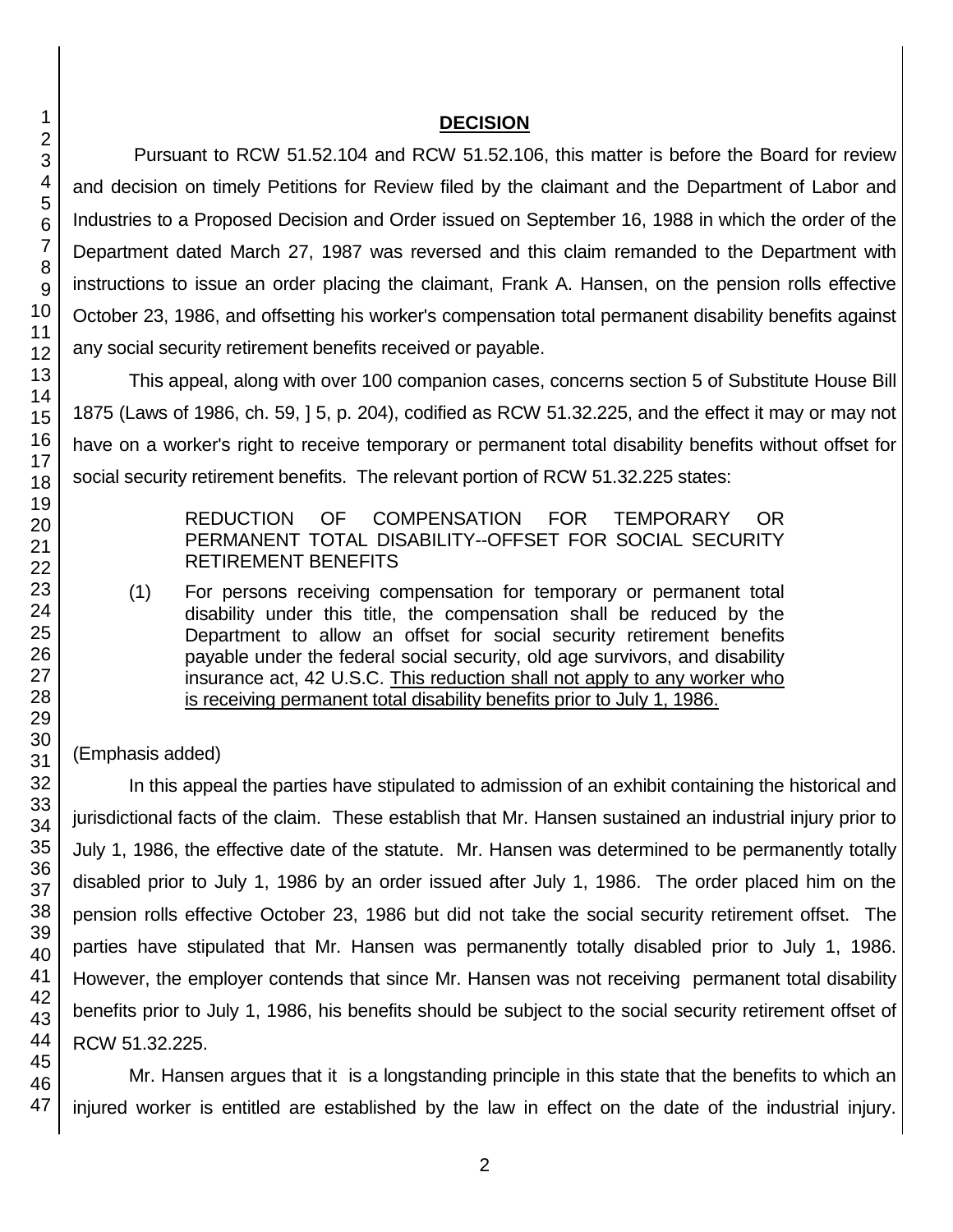## **DECISION**

Pursuant to RCW 51.52.104 and RCW 51.52.106, this matter is before the Board for review and decision on timely Petitions for Review filed by the claimant and the Department of Labor and Industries to a Proposed Decision and Order issued on September 16, 1988 in which the order of the Department dated March 27, 1987 was reversed and this claim remanded to the Department with instructions to issue an order placing the claimant, Frank A. Hansen, on the pension rolls effective October 23, 1986, and offsetting his worker's compensation total permanent disability benefits against any social security retirement benefits received or payable.

This appeal, along with over 100 companion cases, concerns section 5 of Substitute House Bill 1875 (Laws of 1986, ch. 59, ] 5, p. 204), codified as RCW 51.32.225, and the effect it may or may not have on a worker's right to receive temporary or permanent total disability benefits without offset for social security retirement benefits. The relevant portion of RCW 51.32.225 states:

> REDUCTION OF COMPENSATION FOR TEMPORARY OR PERMANENT TOTAL DISABILITY--OFFSET FOR SOCIAL SECURITY RETIREMENT BENEFITS
>
> (1) For persons receiving compensation for temporary or permanent total disability under this title, the compensation shall be reduced by the Department to allow an offset for social security retirement benefits payable under the federal social security, old age survivors, and disability insurance act, 42 U.S.C. <u>This reduction shall not apply to any worker who is receiving permanent total disability benefits prior to July 1, 1986.</u>

(Emphasis added)

In this appeal the parties have stipulated to admission of an exhibit containing the historical and jurisdictional facts of the claim. These establish that Mr. Hansen sustained an industrial injury prior to July 1, 1986, the effective date of the statute. Mr. Hansen was determined to be permanently totally disabled prior to July 1, 1986 by an order issued after July 1, 1986. The order placed him on the pension rolls effective October 23, 1986 but did not take the social security retirement offset. The parties have stipulated that Mr. Hansen was permanently totally disabled prior to July 1, 1986. However, the employer contends that since Mr. Hansen was not receiving permanent total disability benefits prior to July 1, 1986, his benefits should be subject to the social security retirement offset of RCW 51.32.225.

Mr. Hansen argues that it is a longstanding principle in this state that the benefits to which an injured worker is entitled are established by the law in effect on the date of the industrial injury.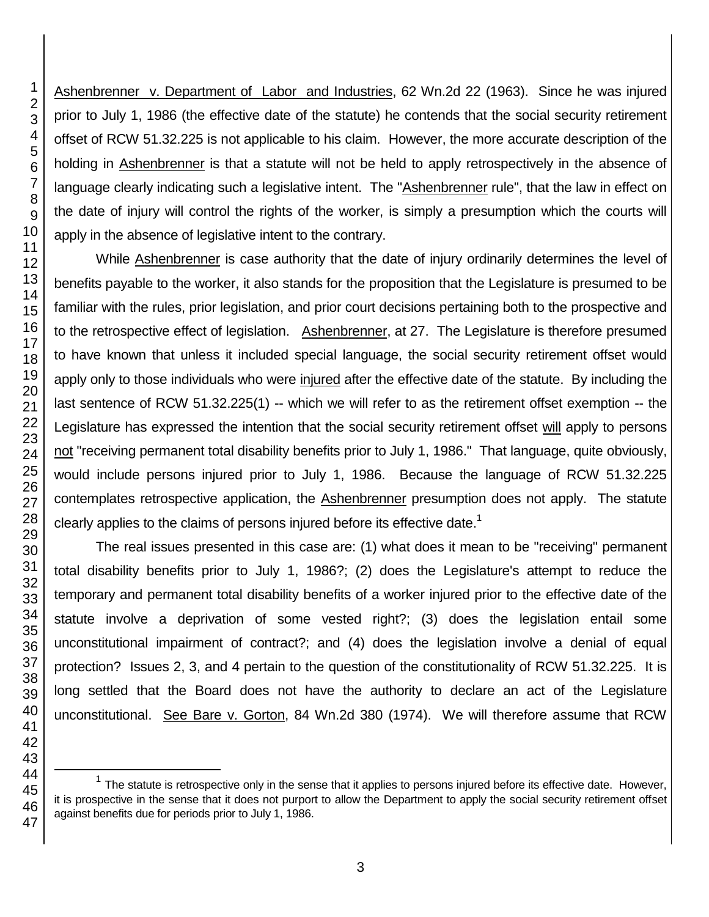Ashenbrenner v. Department of Labor and Industries, 62 Wn.2d 22 (1963). Since he was injured prior to July 1, 1986 (the effective date of the statute) he contends that the social security retirement offset of RCW 51.32.225 is not applicable to his claim. However, the more accurate description of the holding in Ashenbrenner is that a statute will not be held to apply retrospectively in the absence of language clearly indicating such a legislative intent. The "Ashenbrenner rule", that the law in effect on the date of injury will control the rights of the worker, is simply a presumption which the courts will apply in the absence of legislative intent to the contrary.

While Ashenbrenner is case authority that the date of injury ordinarily determines the level of benefits payable to the worker, it also stands for the proposition that the Legislature is presumed to be familiar with the rules, prior legislation, and prior court decisions pertaining both to the prospective and to the retrospective effect of legislation. Ashenbrenner, at 27. The Legislature is therefore presumed to have known that unless it included special language, the social security retirement offset would apply only to those individuals who were injured after the effective date of the statute. By including the last sentence of RCW 51.32.225(1) -- which we will refer to as the retirement offset exemption -- the Legislature has expressed the intention that the social security retirement offset will apply to persons not "receiving permanent total disability benefits prior to July 1, 1986." That language, quite obviously, would include persons injured prior to July 1, 1986. Because the language of RCW 51.32.225 contemplates retrospective application, the Ashenbrenner presumption does not apply. The statute clearly applies to the claims of persons injured before its effective date.[1]

The real issues presented in this case are: (1) what does it mean to be "receiving" permanent total disability benefits prior to July 1, 1986?; (2) does the Legislature's attempt to reduce the temporary and permanent total disability benefits of a worker injured prior to the effective date of the statute involve a deprivation of some vested right?; (3) does the legislation entail some unconstitutional impairment of contract?; and (4) does the legislation involve a denial of equal protection? Issues 2, 3, and 4 pertain to the question of the constitutionality of RCW 51.32.225. It is long settled that the Board does not have the authority to declare an act of the Legislature unconstitutional. See Bare v. Gorton, 84 Wn.2d 380 (1974). We will therefore assume that RCW

[1] The statute is retrospective only in the sense that it applies to persons injured before its effective date. However, it is prospective in the sense that it does not purport to allow the Department to apply the social security retirement offset against benefits due for periods prior to July 1, 1986.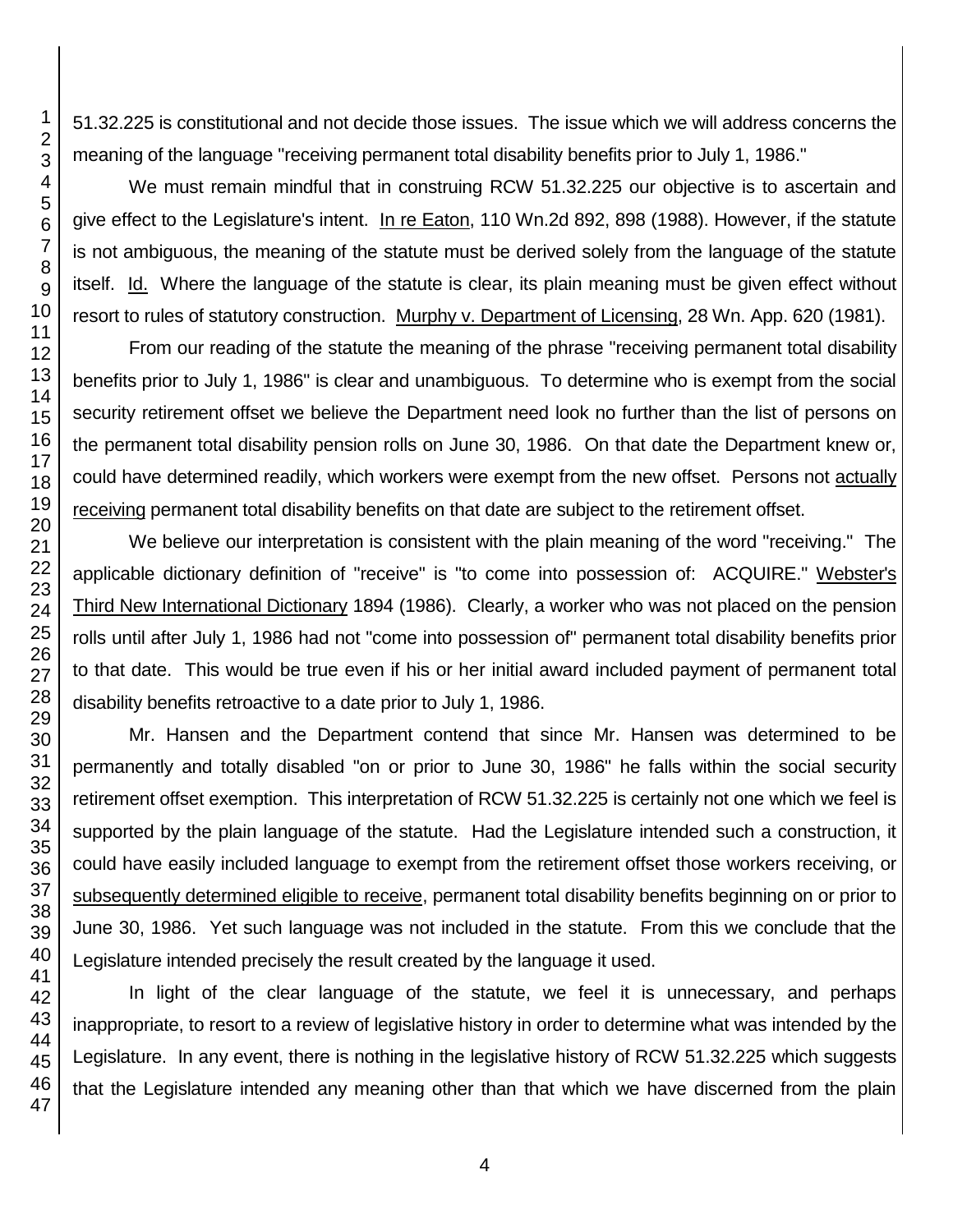51.32.225 is constitutional and not decide those issues. The issue which we will address concerns the meaning of the language "receiving permanent total disability benefits prior to July 1, 1986."

We must remain mindful that in construing RCW 51.32.225 our objective is to ascertain and give effect to the Legislature's intent. In re Eaton, 110 Wn.2d 892, 898 (1988). However, if the statute is not ambiguous, the meaning of the statute must be derived solely from the language of the statute itself. Id. Where the language of the statute is clear, its plain meaning must be given effect without resort to rules of statutory construction. Murphy v. Department of Licensing, 28 Wn. App. 620 (1981).

From our reading of the statute the meaning of the phrase "receiving permanent total disability benefits prior to July 1, 1986" is clear and unambiguous. To determine who is exempt from the social security retirement offset we believe the Department need look no further than the list of persons on the permanent total disability pension rolls on June 30, 1986. On that date the Department knew or, could have determined readily, which workers were exempt from the new offset. Persons not actually receiving permanent total disability benefits on that date are subject to the retirement offset.

We believe our interpretation is consistent with the plain meaning of the word "receiving." The applicable dictionary definition of "receive" is "to come into possession of: ACQUIRE." Webster's Third New International Dictionary 1894 (1986). Clearly, a worker who was not placed on the pension rolls until after July 1, 1986 had not "come into possession of" permanent total disability benefits prior to that date. This would be true even if his or her initial award included payment of permanent total disability benefits retroactive to a date prior to July 1, 1986.

Mr. Hansen and the Department contend that since Mr. Hansen was determined to be permanently and totally disabled "on or prior to June 30, 1986" he falls within the social security retirement offset exemption. This interpretation of RCW 51.32.225 is certainly not one which we feel is supported by the plain language of the statute. Had the Legislature intended such a construction, it could have easily included language to exempt from the retirement offset those workers receiving, or subsequently determined eligible to receive, permanent total disability benefits beginning on or prior to June 30, 1986. Yet such language was not included in the statute. From this we conclude that the Legislature intended precisely the result created by the language it used.

In light of the clear language of the statute, we feel it is unnecessary, and perhaps inappropriate, to resort to a review of legislative history in order to determine what was intended by the Legislature. In any event, there is nothing in the legislative history of RCW 51.32.225 which suggests that the Legislature intended any meaning other than that which we have discerned from the plain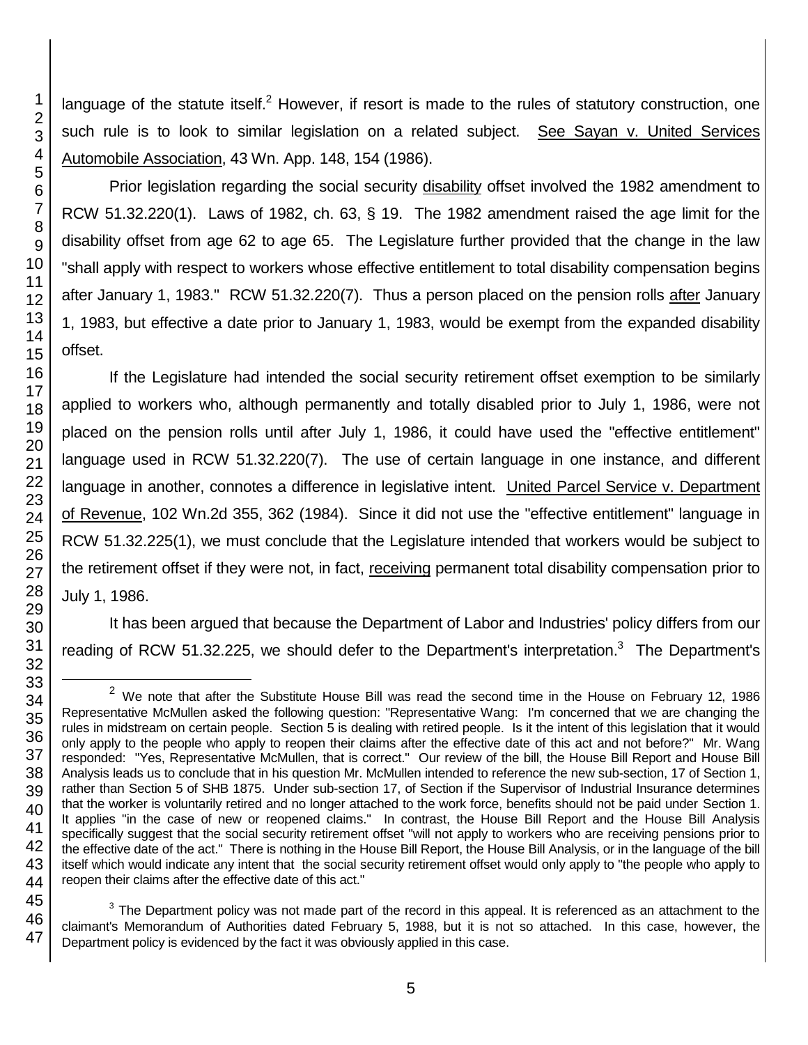language of the statute itself.[2] However, if resort is made to the rules of statutory construction, one such rule is to look to similar legislation on a related subject. See Sayan v. United Services Automobile Association, 43 Wn. App. 148, 154 (1986).

Prior legislation regarding the social security disability offset involved the 1982 amendment to RCW 51.32.220(1). Laws of 1982, ch. 63, § 19. The 1982 amendment raised the age limit for the disability offset from age 62 to age 65. The Legislature further provided that the change in the law "shall apply with respect to workers whose effective entitlement to total disability compensation begins after January 1, 1983." RCW 51.32.220(7). Thus a person placed on the pension rolls after January 1, 1983, but effective a date prior to January 1, 1983, would be exempt from the expanded disability offset.

If the Legislature had intended the social security retirement offset exemption to be similarly applied to workers who, although permanently and totally disabled prior to July 1, 1986, were not placed on the pension rolls until after July 1, 1986, it could have used the "effective entitlement" language used in RCW 51.32.220(7). The use of certain language in one instance, and different language in another, connotes a difference in legislative intent. United Parcel Service v. Department of Revenue, 102 Wn.2d 355, 362 (1984). Since it did not use the "effective entitlement" language in RCW 51.32.225(1), we must conclude that the Legislature intended that workers would be subject to the retirement offset if they were not, in fact, receiving permanent total disability compensation prior to July 1, 1986.

It has been argued that because the Department of Labor and Industries' policy differs from our reading of RCW 51.32.225, we should defer to the Department's interpretation.[3] The Department's

---

[2] We note that after the Substitute House Bill was read the second time in the House on February 12, 1986 Representative McMullen asked the following question: "Representative Wang: I'm concerned that we are changing the rules in midstream on certain people. Section 5 is dealing with retired people. Is it the intent of this legislation that it would only apply to the people who apply to reopen their claims after the effective date of this act and not before?" Mr. Wang responded: "Yes, Representative McMullen, that is correct." Our review of the bill, the House Bill Report and House Bill Analysis leads us to conclude that in his question Mr. McMullen intended to reference the new sub-section, 17 of Section 1, rather than Section 5 of SHB 1875. Under sub-section 17, of Section if the Supervisor of Industrial Insurance determines that the worker is voluntarily retired and no longer attached to the work force, benefits should not be paid under Section 1. It applies "in the case of new or reopened claims." In contrast, the House Bill Report and the House Bill Analysis specifically suggest that the social security retirement offset "will not apply to workers who are receiving pensions prior to the effective date of the act." There is nothing in the House Bill Report, the House Bill Analysis, or in the language of the bill itself which would indicate any intent that the social security retirement offset would only apply to "the people who apply to reopen their claims after the effective date of this act."

[3] The Department policy was not made part of the record in this appeal. It is referenced as an attachment to the claimant's Memorandum of Authorities dated February 5, 1988, but it is not so attached. In this case, however, the Department policy is evidenced by the fact it was obviously applied in this case.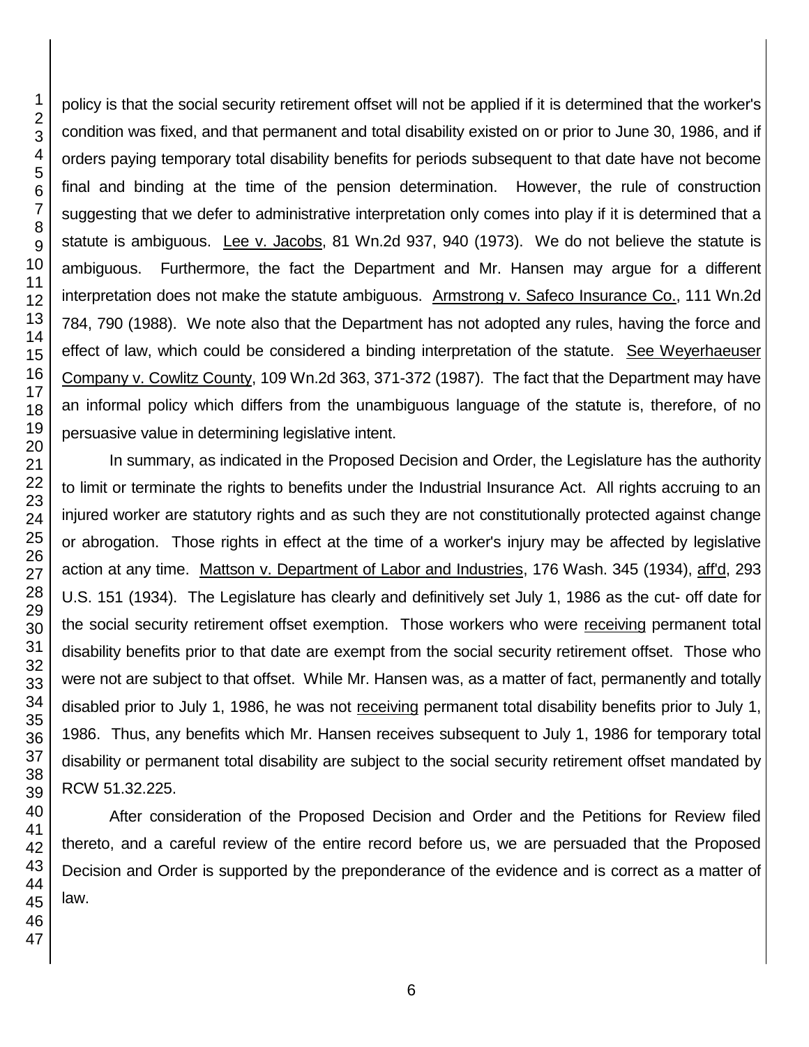policy is that the social security retirement offset will not be applied if it is determined that the worker's condition was fixed, and that permanent and total disability existed on or prior to June 30, 1986, and if orders paying temporary total disability benefits for periods subsequent to that date have not become final and binding at the time of the pension determination. However, the rule of construction suggesting that we defer to administrative interpretation only comes into play if it is determined that a statute is ambiguous. Lee v. Jacobs, 81 Wn.2d 937, 940 (1973). We do not believe the statute is ambiguous. Furthermore, the fact the Department and Mr. Hansen may argue for a different interpretation does not make the statute ambiguous. Armstrong v. Safeco Insurance Co., 111 Wn.2d 784, 790 (1988). We note also that the Department has not adopted any rules, having the force and effect of law, which could be considered a binding interpretation of the statute. See Weyerhaeuser Company v. Cowlitz County, 109 Wn.2d 363, 371-372 (1987). The fact that the Department may have an informal policy which differs from the unambiguous language of the statute is, therefore, of no persuasive value in determining legislative intent.

In summary, as indicated in the Proposed Decision and Order, the Legislature has the authority to limit or terminate the rights to benefits under the Industrial Insurance Act. All rights accruing to an injured worker are statutory rights and as such they are not constitutionally protected against change or abrogation. Those rights in effect at the time of a worker's injury may be affected by legislative action at any time. Mattson v. Department of Labor and Industries, 176 Wash. 345 (1934), aff'd, 293 U.S. 151 (1934). The Legislature has clearly and definitively set July 1, 1986 as the cut- off date for the social security retirement offset exemption. Those workers who were receiving permanent total disability benefits prior to that date are exempt from the social security retirement offset. Those who were not are subject to that offset. While Mr. Hansen was, as a matter of fact, permanently and totally disabled prior to July 1, 1986, he was not receiving permanent total disability benefits prior to July 1, 1986. Thus, any benefits which Mr. Hansen receives subsequent to July 1, 1986 for temporary total disability or permanent total disability are subject to the social security retirement offset mandated by RCW 51.32.225.

After consideration of the Proposed Decision and Order and the Petitions for Review filed thereto, and a careful review of the entire record before us, we are persuaded that the Proposed Decision and Order is supported by the preponderance of the evidence and is correct as a matter of law.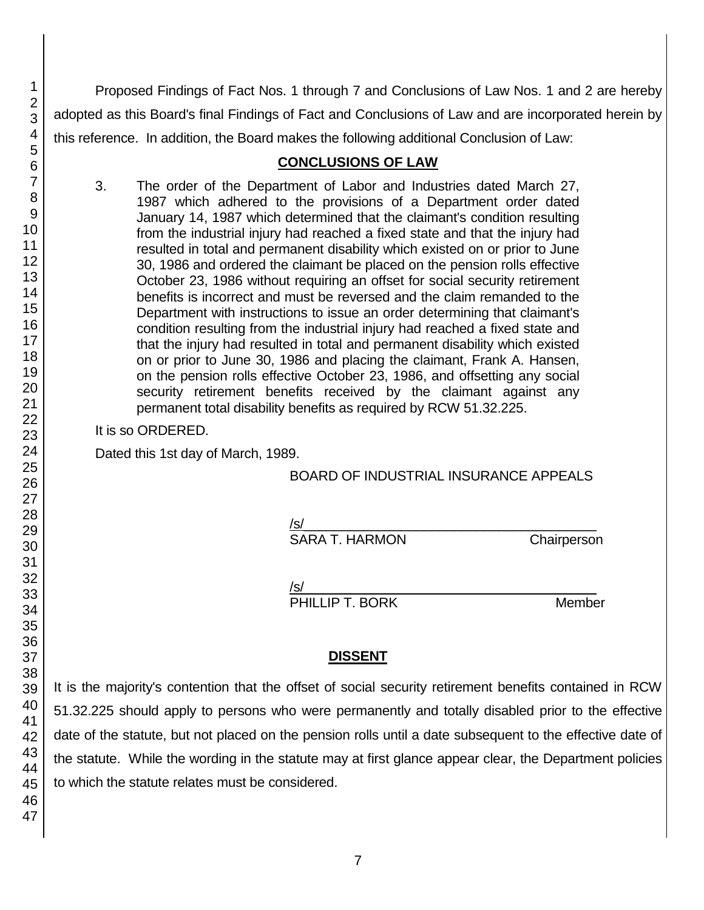Proposed Findings of Fact Nos. 1 through 7 and Conclusions of Law Nos. 1 and 2 are hereby adopted as this Board's final Findings of Fact and Conclusions of Law and are incorporated herein by this reference. In addition, the Board makes the following additional Conclusion of Law:

## CONCLUSIONS OF LAW

3. The order of the Department of Labor and Industries dated March 27, 1987 which adhered to the provisions of a Department order dated January 14, 1987 which determined that the claimant's condition resulting from the industrial injury had reached a fixed state and that the injury had resulted in total and permanent disability which existed on or prior to June 30, 1986 and ordered the claimant be placed on the pension rolls effective October 23, 1986 without requiring an offset for social security retirement benefits is incorrect and must be reversed and the claim remanded to the Department with instructions to issue an order determining that claimant's condition resulting from the industrial injury had reached a fixed state and that the injury had resulted in total and permanent disability which existed on or prior to June 30, 1986 and placing the claimant, Frank A. Hansen, on the pension rolls effective October 23, 1986, and offsetting any social security retirement benefits received by the claimant against any permanent total disability benefits as required by RCW 51.32.225.

It is so ORDERED.

Dated this 1st day of March, 1989.

BOARD OF INDUSTRIAL INSURANCE APPEALS

/s/
SARA T. HARMON Chairperson

/s/
PHILLIP T. BORK Member

## DISSENT

It is the majority's contention that the offset of social security retirement benefits contained in RCW 51.32.225 should apply to persons who were permanently and totally disabled prior to the effective date of the statute, but not placed on the pension rolls until a date subsequent to the effective date of the statute. While the wording in the statute may at first glance appear clear, the Department policies to which the statute relates must be considered.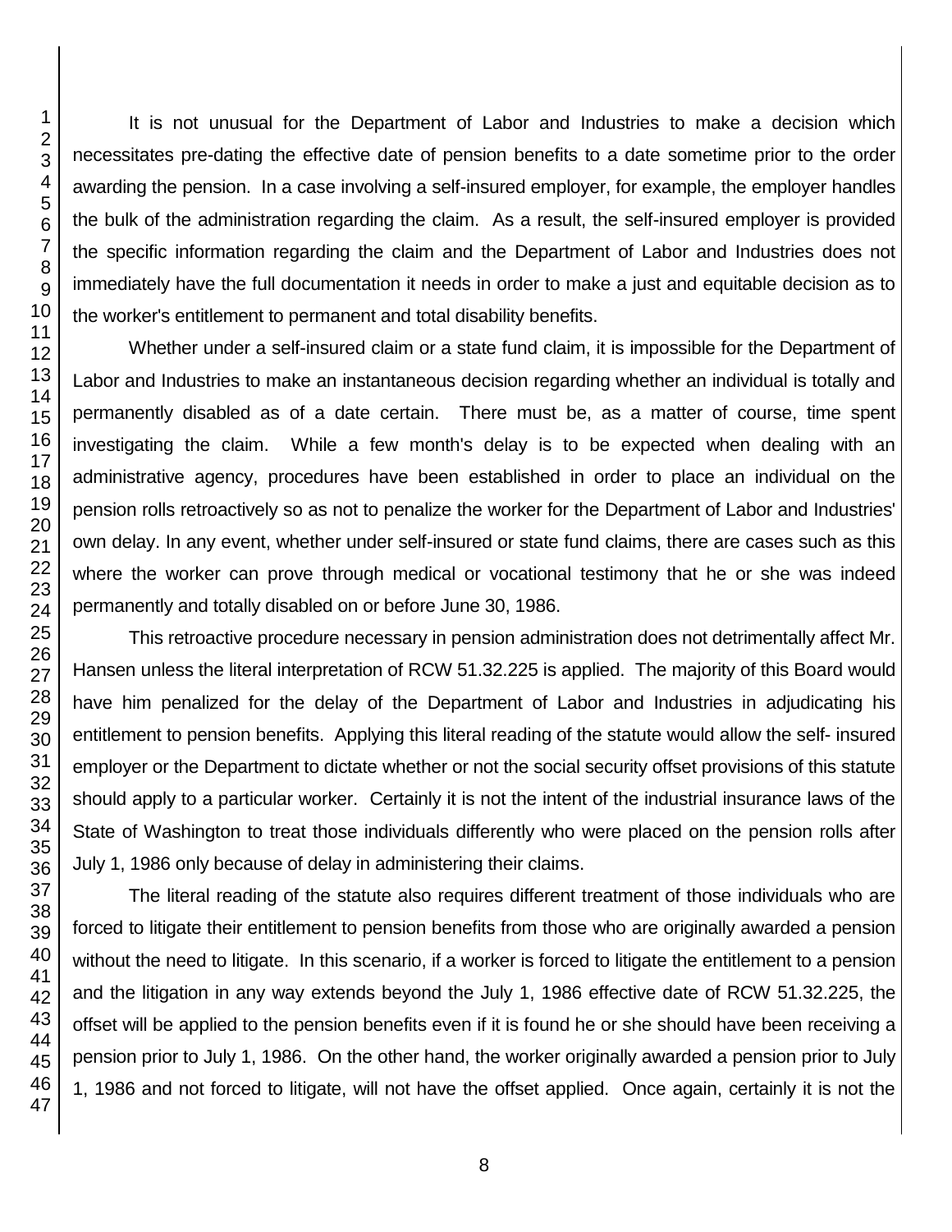It is not unusual for the Department of Labor and Industries to make a decision which necessitates pre-dating the effective date of pension benefits to a date sometime prior to the order awarding the pension. In a case involving a self-insured employer, for example, the employer handles the bulk of the administration regarding the claim. As a result, the self-insured employer is provided the specific information regarding the claim and the Department of Labor and Industries does not immediately have the full documentation it needs in order to make a just and equitable decision as to the worker's entitlement to permanent and total disability benefits.

Whether under a self-insured claim or a state fund claim, it is impossible for the Department of Labor and Industries to make an instantaneous decision regarding whether an individual is totally and permanently disabled as of a date certain. There must be, as a matter of course, time spent investigating the claim. While a few month's delay is to be expected when dealing with an administrative agency, procedures have been established in order to place an individual on the pension rolls retroactively so as not to penalize the worker for the Department of Labor and Industries' own delay. In any event, whether under self-insured or state fund claims, there are cases such as this where the worker can prove through medical or vocational testimony that he or she was indeed permanently and totally disabled on or before June 30, 1986.

This retroactive procedure necessary in pension administration does not detrimentally affect Mr. Hansen unless the literal interpretation of RCW 51.32.225 is applied. The majority of this Board would have him penalized for the delay of the Department of Labor and Industries in adjudicating his entitlement to pension benefits. Applying this literal reading of the statute would allow the self- insured employer or the Department to dictate whether or not the social security offset provisions of this statute should apply to a particular worker. Certainly it is not the intent of the industrial insurance laws of the State of Washington to treat those individuals differently who were placed on the pension rolls after July 1, 1986 only because of delay in administering their claims.

The literal reading of the statute also requires different treatment of those individuals who are forced to litigate their entitlement to pension benefits from those who are originally awarded a pension without the need to litigate. In this scenario, if a worker is forced to litigate the entitlement to a pension and the litigation in any way extends beyond the July 1, 1986 effective date of RCW 51.32.225, the offset will be applied to the pension benefits even if it is found he or she should have been receiving a pension prior to July 1, 1986. On the other hand, the worker originally awarded a pension prior to July 1, 1986 and not forced to litigate, will not have the offset applied. Once again, certainly it is not the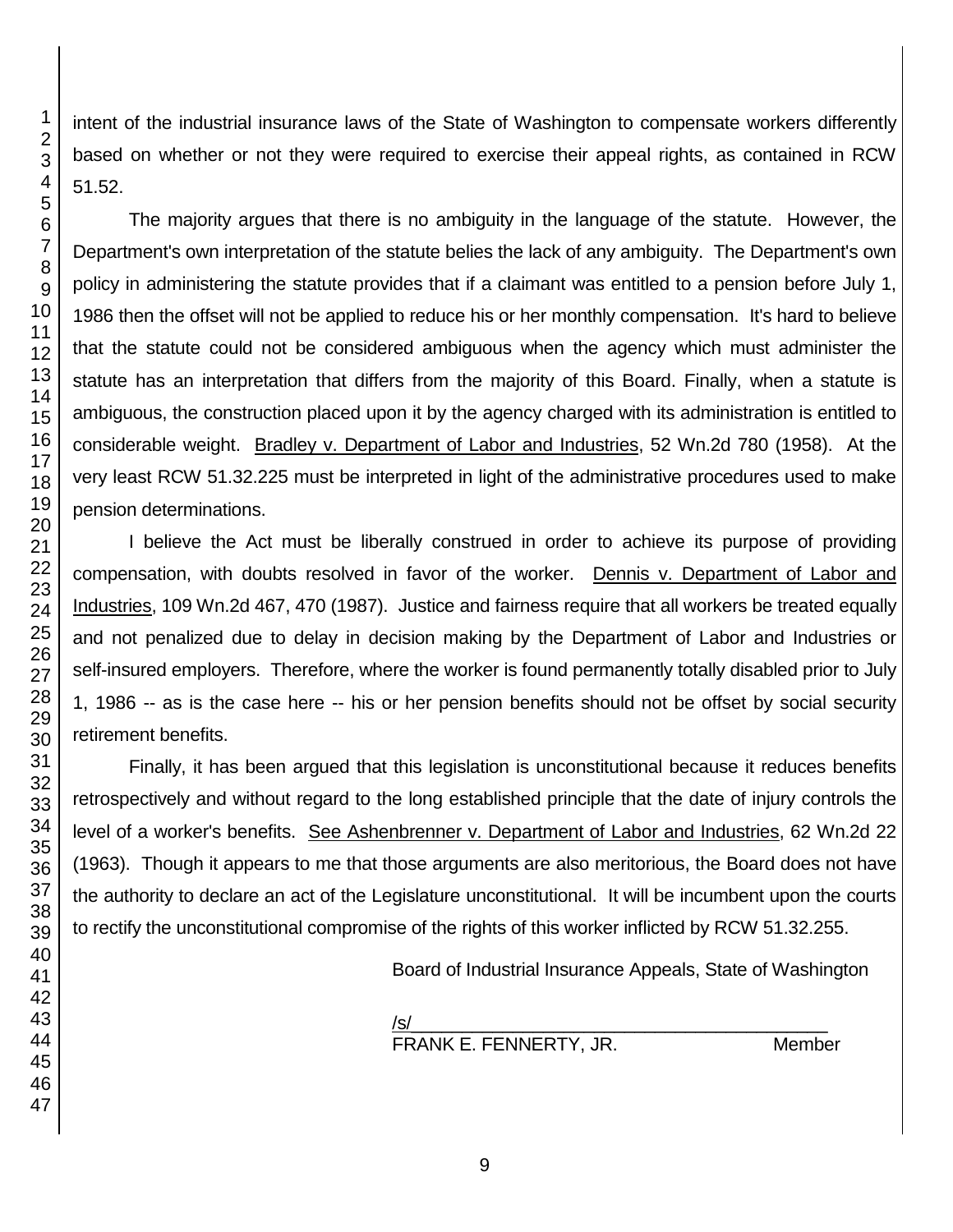intent of the industrial insurance laws of the State of Washington to compensate workers differently based on whether or not they were required to exercise their appeal rights, as contained in RCW 51.52.

The majority argues that there is no ambiguity in the language of the statute. However, the Department's own interpretation of the statute belies the lack of any ambiguity. The Department's own policy in administering the statute provides that if a claimant was entitled to a pension before July 1, 1986 then the offset will not be applied to reduce his or her monthly compensation. It's hard to believe that the statute could not be considered ambiguous when the agency which must administer the statute has an interpretation that differs from the majority of this Board. Finally, when a statute is ambiguous, the construction placed upon it by the agency charged with its administration is entitled to considerable weight. Bradley v. Department of Labor and Industries, 52 Wn.2d 780 (1958). At the very least RCW 51.32.225 must be interpreted in light of the administrative procedures used to make pension determinations.

I believe the Act must be liberally construed in order to achieve its purpose of providing compensation, with doubts resolved in favor of the worker. Dennis v. Department of Labor and Industries, 109 Wn.2d 467, 470 (1987). Justice and fairness require that all workers be treated equally and not penalized due to delay in decision making by the Department of Labor and Industries or self-insured employers. Therefore, where the worker is found permanently totally disabled prior to July 1, 1986 -- as is the case here -- his or her pension benefits should not be offset by social security retirement benefits.

Finally, it has been argued that this legislation is unconstitutional because it reduces benefits retrospectively and without regard to the long established principle that the date of injury controls the level of a worker's benefits. See Ashenbrenner v. Department of Labor and Industries, 62 Wn.2d 22 (1963). Though it appears to me that those arguments are also meritorious, the Board does not have the authority to declare an act of the Legislature unconstitutional. It will be incumbent upon the courts to rectify the unconstitutional compromise of the rights of this worker inflicted by RCW 51.32.255.

Board of Industrial Insurance Appeals, State of Washington

/s/

FRANK E. FENNERTY, JR. Member